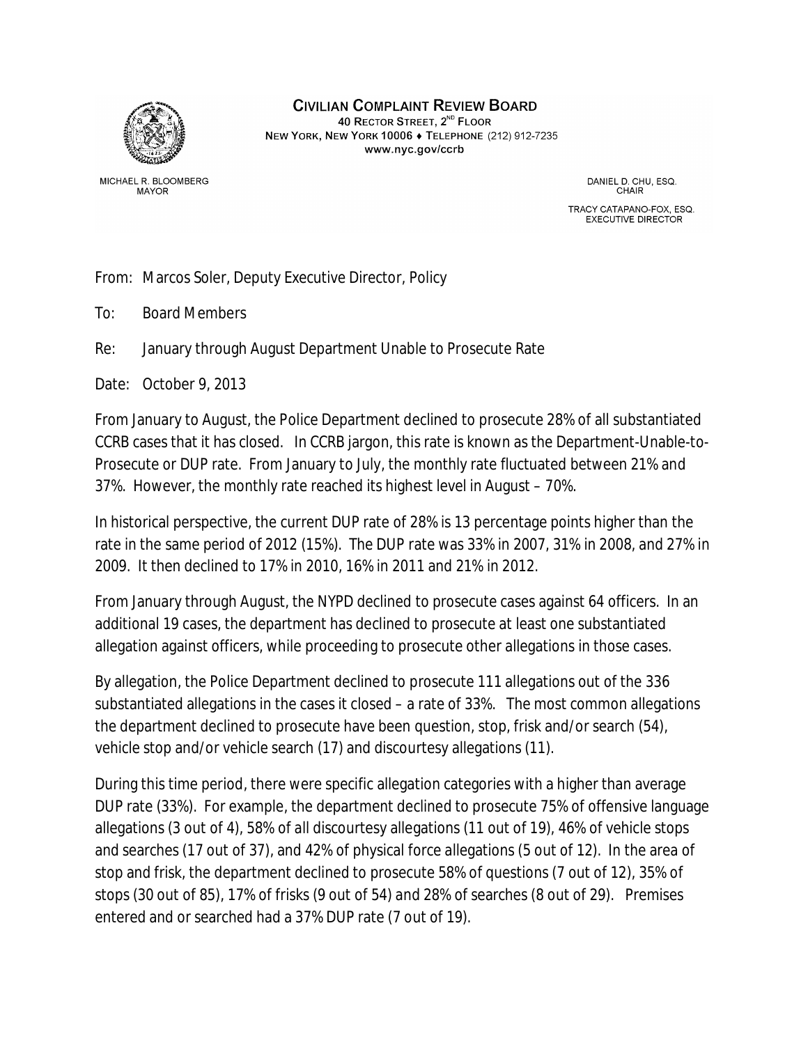**CIVILIAN COMPLAINT REVIEW BOARD**
40 RECTOR STREET, 2ND FLOOR
NEW YORK, NEW YORK 10006 ♦ TELEPHONE (212) 912-7235
www.nyc.gov/ccrb

MICHAEL R. BLOOMBERG
MAYOR

DANIEL D. CHU, ESQ.
CHAIR

TRACY CATAPANO-FOX, ESQ.
EXECUTIVE DIRECTOR

From: Marcos Soler, Deputy Executive Director, Policy

To: Board Members

Re: January through August Department Unable to Prosecute Rate

Date: October 9, 2013

From January to August, the Police Department declined to prosecute 28% of all substantiated CCRB cases that it has closed. In CCRB jargon, this rate is known as the Department-Unable-to-Prosecute or DUP rate. From January to July, the monthly rate fluctuated between 21% and 37%. However, the monthly rate reached its highest level in August – 70%.

In historical perspective, the current DUP rate of 28% is 13 percentage points higher than the rate in the same period of 2012 (15%). The DUP rate was 33% in 2007, 31% in 2008, and 27% in 2009. It then declined to 17% in 2010, 16% in 2011 and 21% in 2012.

From January through August, the NYPD declined to prosecute cases against 64 officers. In an additional 19 cases, the department has declined to prosecute at least one substantiated allegation against officers, while proceeding to prosecute other allegations in those cases.

By allegation, the Police Department declined to prosecute 111 allegations out of the 336 substantiated allegations in the cases it closed – a rate of 33%. The most common allegations the department declined to prosecute have been question, stop, frisk and/or search (54), vehicle stop and/or vehicle search (17) and discourtesy allegations (11).

During this time period, there were specific allegation categories with a higher than average DUP rate (33%). For example, the department declined to prosecute 75% of offensive language allegations (3 out of 4), 58% of all discourtesy allegations (11 out of 19), 46% of vehicle stops and searches (17 out of 37), and 42% of physical force allegations (5 out of 12). In the area of stop and frisk, the department declined to prosecute 58% of questions (7 out of 12), 35% of stops (30 out of 85), 17% of frisks (9 out of 54) and 28% of searches (8 out of 29). Premises entered and or searched had a 37% DUP rate (7 out of 19).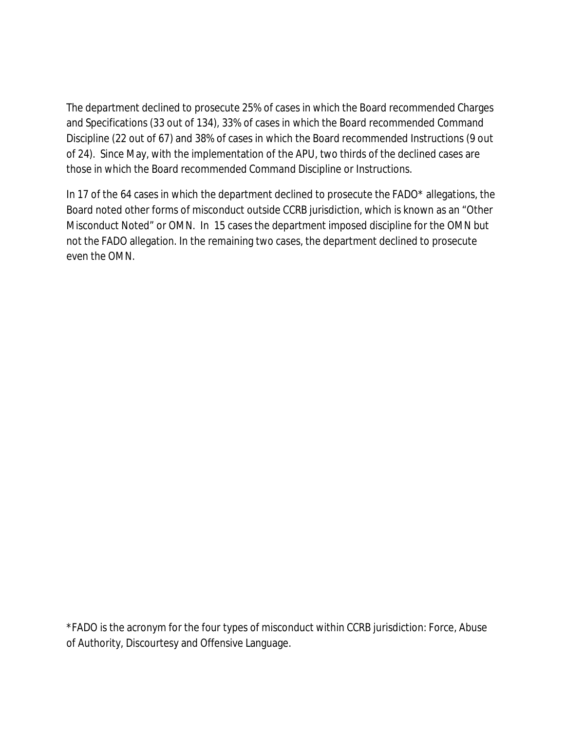The department declined to prosecute 25% of cases in which the Board recommended Charges and Specifications (33 out of 134), 33% of cases in which the Board recommended Command Discipline (22 out of 67) and 38% of cases in which the Board recommended Instructions (9 out of 24). Since May, with the implementation of the APU, two thirds of the declined cases are those in which the Board recommended Command Discipline or Instructions.

In 17 of the 64 cases in which the department declined to prosecute the FADO* allegations, the Board noted other forms of misconduct outside CCRB jurisdiction, which is known as an "Other Misconduct Noted" or OMN. In 15 cases the department imposed discipline for the OMN but not the FADO allegation. In the remaining two cases, the department declined to prosecute even the OMN.

*FADO is the acronym for the four types of misconduct within CCRB jurisdiction: Force, Abuse of Authority, Discourtesy and Offensive Language.